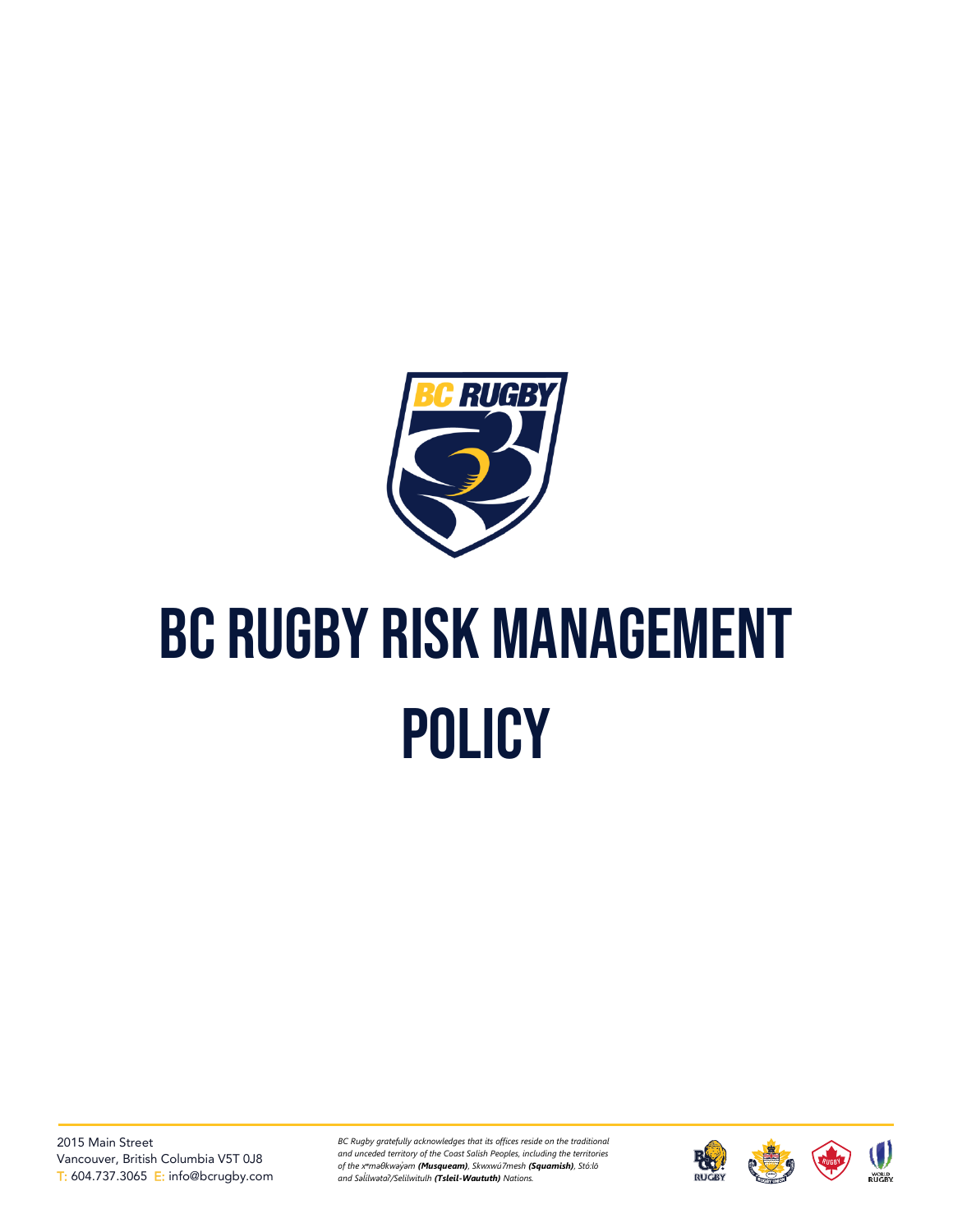# BC RUGBY RISK MANAGEMENT POLICY

2015 Main Street
Vancouver, British Columbia V5T 0J8
T: 604.737.3065 E: info@bcrugby.com

*BC Rugby gratefully acknowledges that its offices reside on the traditional and unceded territory of the Coast Salish Peoples, including the territories of the xʷməθkwəy̓əm* ***(Musqueam)****, Skwxwú7mesh* ***(Squamish)****, Stó:lō and Səl̓ílwətaʔ/Selilwitulh* ***(Tsleil-Waututh)*** *Nations.*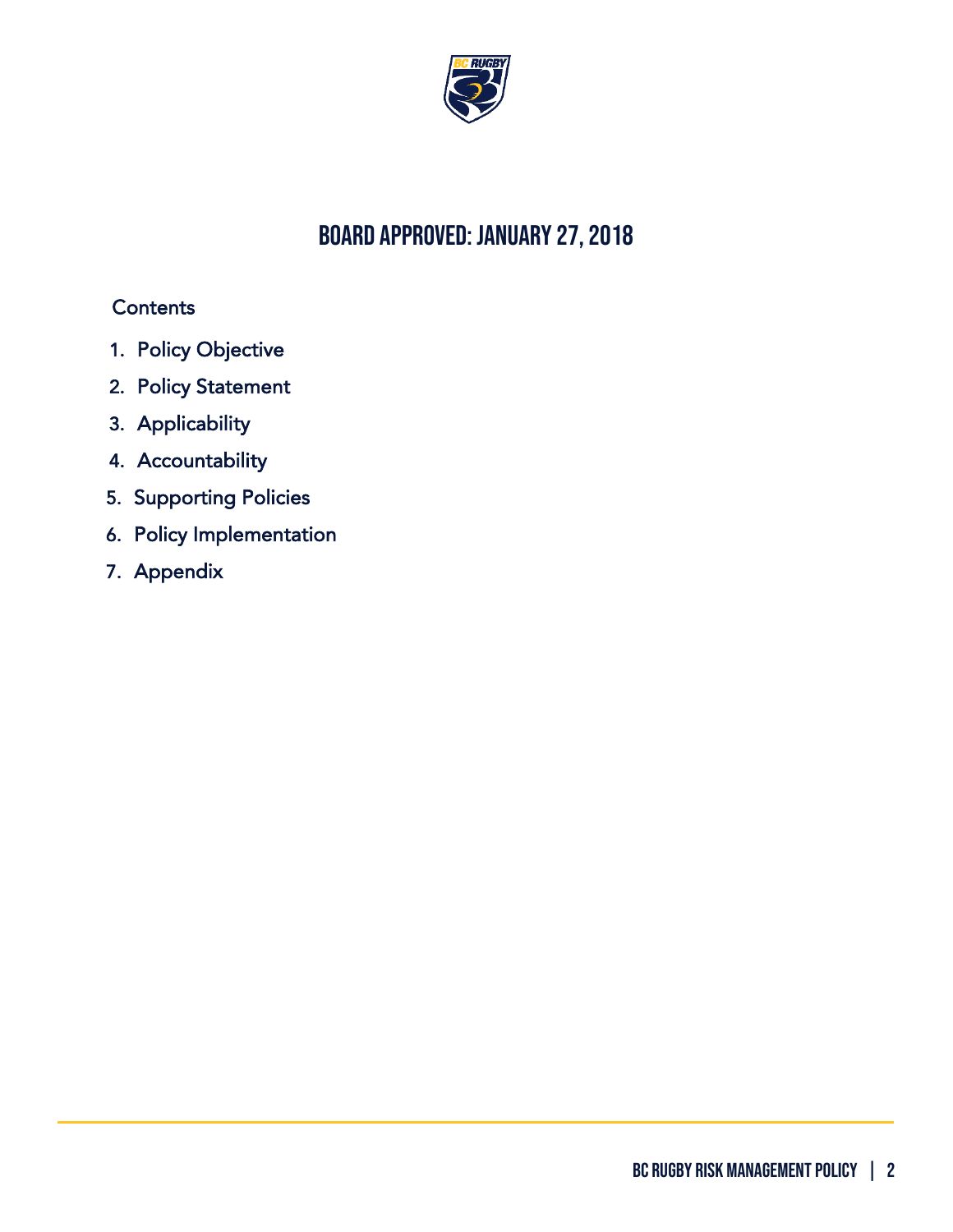# BOARD APPROVED: JANUARY 27, 2018

Contents

1. Policy Objective
2. Policy Statement
3. Applicability
4. Accountability
5. Supporting Policies
6. Policy Implementation
7. Appendix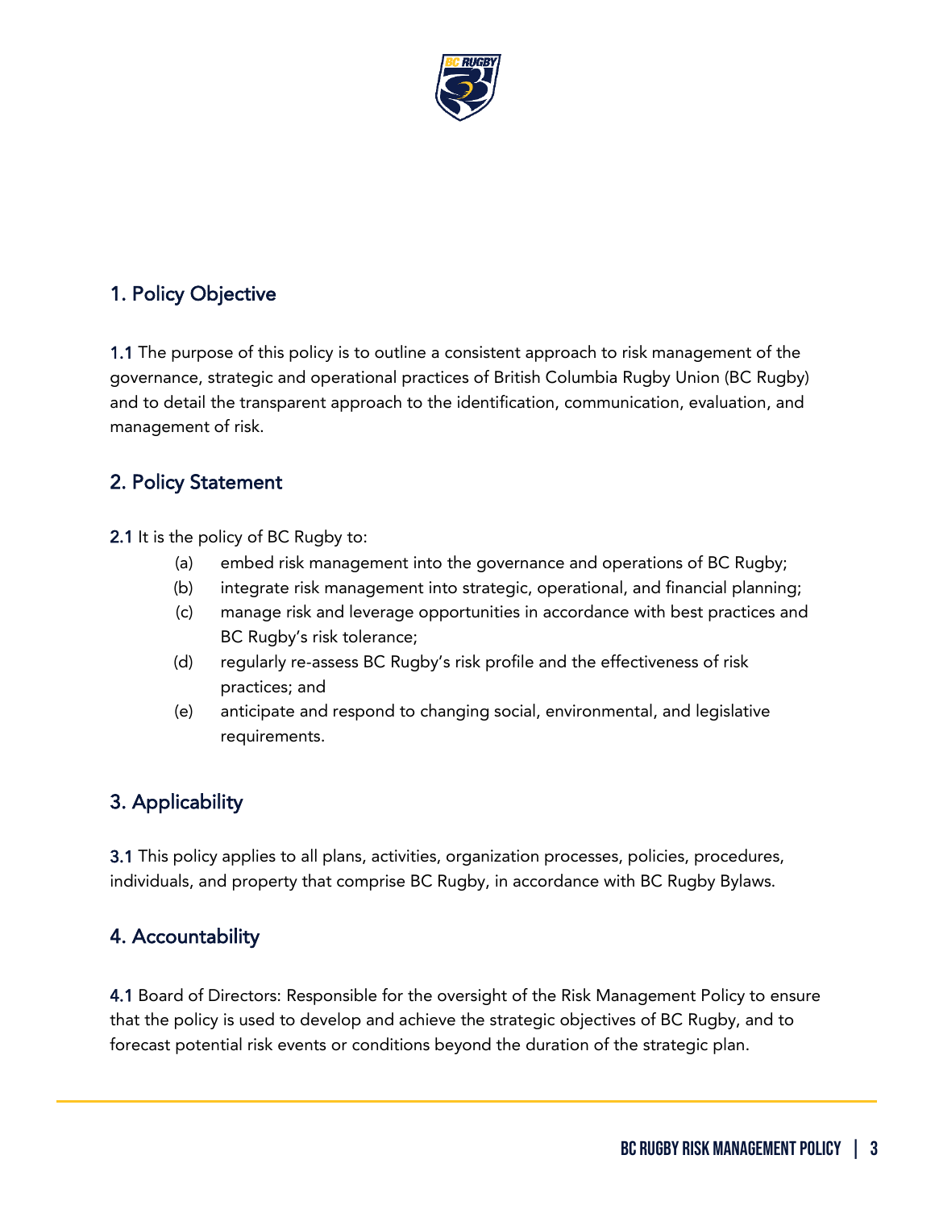## 1. Policy Objective

**1.1** The purpose of this policy is to outline a consistent approach to risk management of the governance, strategic and operational practices of British Columbia Rugby Union (BC Rugby) and to detail the transparent approach to the identification, communication, evaluation, and management of risk.

## 2. Policy Statement

**2.1** It is the policy of BC Rugby to:

(a) embed risk management into the governance and operations of BC Rugby;

(b) integrate risk management into strategic, operational, and financial planning;

(c) manage risk and leverage opportunities in accordance with best practices and BC Rugby's risk tolerance;

(d) regularly re-assess BC Rugby's risk profile and the effectiveness of risk practices; and

(e) anticipate and respond to changing social, environmental, and legislative requirements.

## 3. Applicability

**3.1** This policy applies to all plans, activities, organization processes, policies, procedures, individuals, and property that comprise BC Rugby, in accordance with BC Rugby Bylaws.

## 4. Accountability

**4.1** Board of Directors: Responsible for the oversight of the Risk Management Policy to ensure that the policy is used to develop and achieve the strategic objectives of BC Rugby, and to forecast potential risk events or conditions beyond the duration of the strategic plan.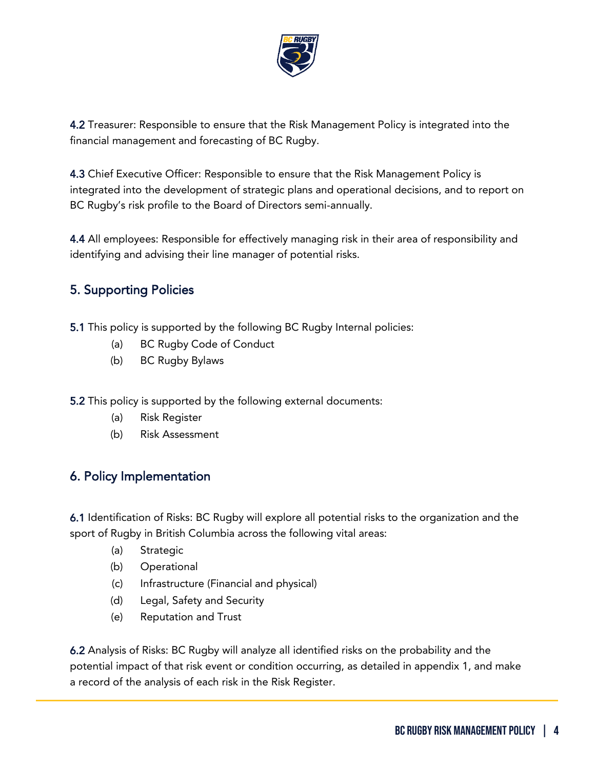**4.2** Treasurer: Responsible to ensure that the Risk Management Policy is integrated into the financial management and forecasting of BC Rugby.

**4.3** Chief Executive Officer: Responsible to ensure that the Risk Management Policy is integrated into the development of strategic plans and operational decisions, and to report on BC Rugby's risk profile to the Board of Directors semi-annually.

**4.4** All employees: Responsible for effectively managing risk in their area of responsibility and identifying and advising their line manager of potential risks.

## 5. Supporting Policies

**5.1** This policy is supported by the following BC Rugby Internal policies:

- (a) BC Rugby Code of Conduct
- (b) BC Rugby Bylaws

**5.2** This policy is supported by the following external documents:

- (a) Risk Register
- (b) Risk Assessment

## 6. Policy Implementation

**6.1** Identification of Risks: BC Rugby will explore all potential risks to the organization and the sport of Rugby in British Columbia across the following vital areas:

- (a) Strategic
- (b) Operational
- (c) Infrastructure (Financial and physical)
- (d) Legal, Safety and Security
- (e) Reputation and Trust

**6.2** Analysis of Risks: BC Rugby will analyze all identified risks on the probability and the potential impact of that risk event or condition occurring, as detailed in appendix 1, and make a record of the analysis of each risk in the Risk Register.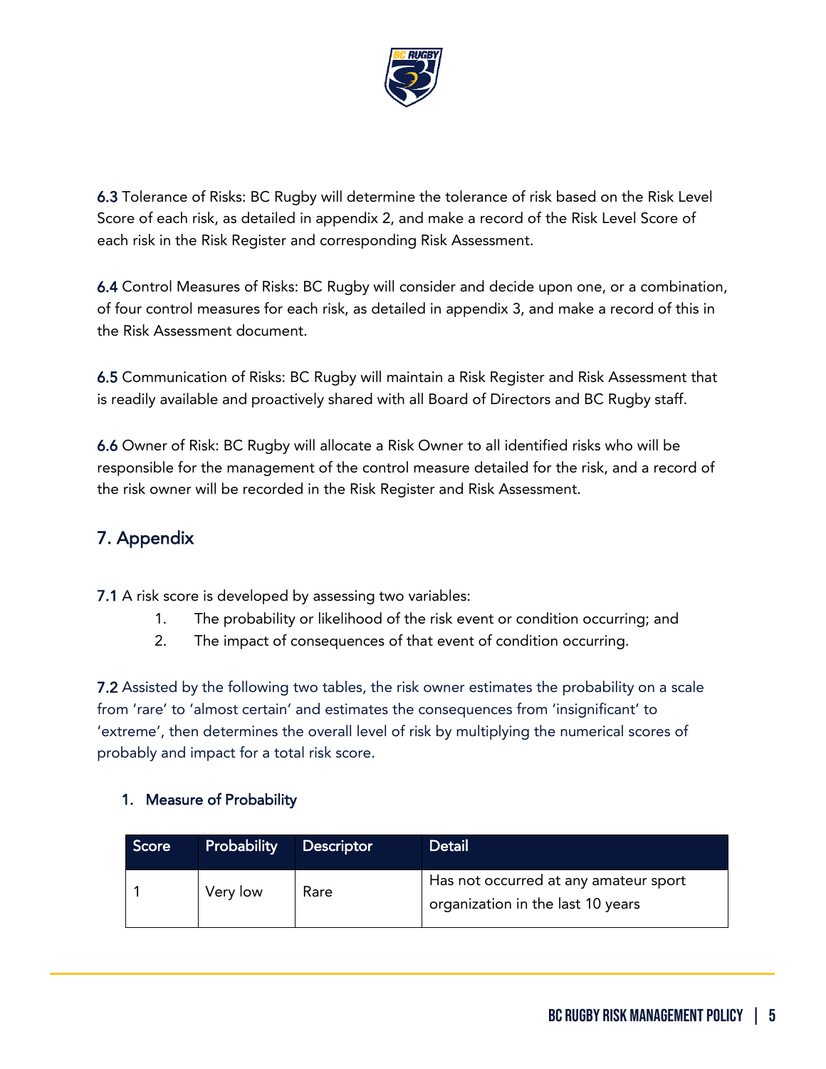**6.3** Tolerance of Risks: BC Rugby will determine the tolerance of risk based on the Risk Level Score of each risk, as detailed in appendix 2, and make a record of the Risk Level Score of each risk in the Risk Register and corresponding Risk Assessment.

**6.4** Control Measures of Risks: BC Rugby will consider and decide upon one, or a combination, of four control measures for each risk, as detailed in appendix 3, and make a record of this in the Risk Assessment document.

**6.5** Communication of Risks: BC Rugby will maintain a Risk Register and Risk Assessment that is readily available and proactively shared with all Board of Directors and BC Rugby staff.

**6.6** Owner of Risk: BC Rugby will allocate a Risk Owner to all identified risks who will be responsible for the management of the control measure detailed for the risk, and a record of the risk owner will be recorded in the Risk Register and Risk Assessment.

## 7. Appendix

**7.1** A risk score is developed by assessing two variables:

1. The probability or likelihood of the risk event or condition occurring; and
2. The impact of consequences of that event of condition occurring.

**7.2** Assisted by the following two tables, the risk owner estimates the probability on a scale from 'rare' to 'almost certain' and estimates the consequences from 'insignificant' to 'extreme', then determines the overall level of risk by multiplying the numerical scores of probably and impact for a total risk score.

### 1. Measure of Probability

| Score | Probability | Descriptor | Detail |
|---|---|---|---|
| 1 | Very low | Rare | Has not occurred at any amateur sport organization in the last 10 years |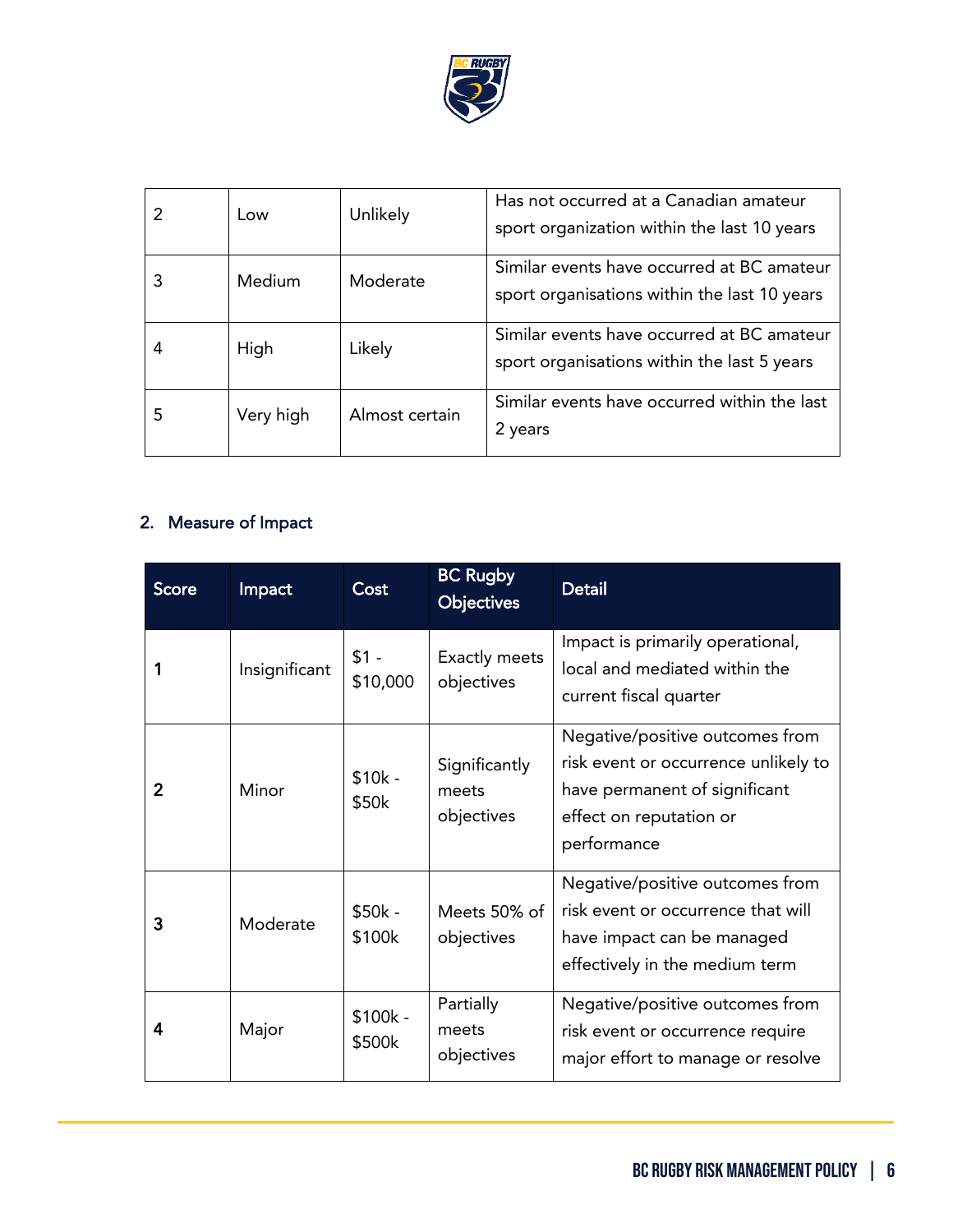| | | | |
|---|---|---|---|
| 2 | Low | Unlikely | Has not occurred at a Canadian amateur sport organization within the last 10 years |
| 3 | Medium | Moderate | Similar events have occurred at BC amateur sport organisations within the last 10 years |
| 4 | High | Likely | Similar events have occurred at BC amateur sport organisations within the last 5 years |
| 5 | Very high | Almost certain | Similar events have occurred within the last 2 years |

## 2. Measure of Impact

| Score | Impact | Cost | BC Rugby Objectives | Detail |
|---|---|---|---|---|
| **1** | Insignificant | $1 - $10,000 | Exactly meets objectives | Impact is primarily operational, local and mediated within the current fiscal quarter |
| **2** | Minor | $10k - $50k | Significantly meets objectives | Negative/positive outcomes from risk event or occurrence unlikely to have permanent of significant effect on reputation or performance |
| **3** | Moderate | $50k - $100k | Meets 50% of objectives | Negative/positive outcomes from risk event or occurrence that will have impact can be managed effectively in the medium term |
| **4** | Major | $100k - $500k | Partially meets objectives | Negative/positive outcomes from risk event or occurrence require major effort to manage or resolve |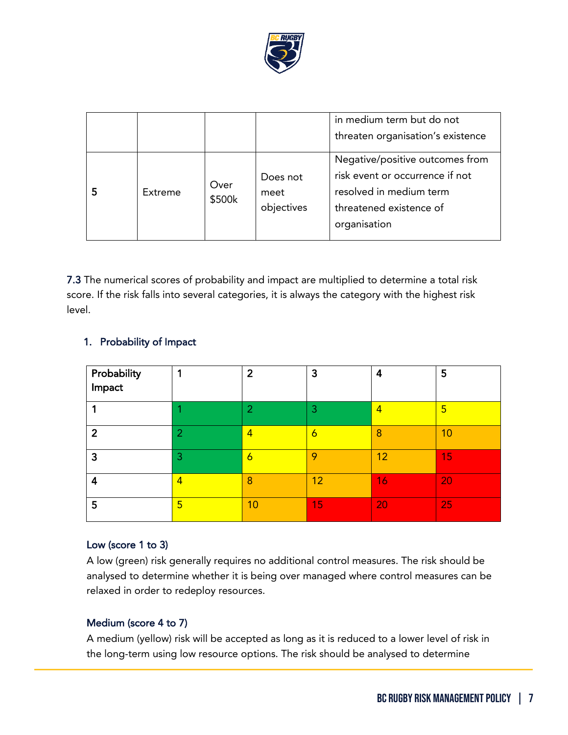| | | | | in medium term but do not threaten organisation's existence |
|---|---|---|---|---|
| 5 | Extreme | Over $500k | Does not meet objectives | Negative/positive outcomes from risk event or occurrence if not resolved in medium term threatened existence of organisation |

**7.3** The numerical scores of probability and impact are multiplied to determine a total risk score. If the risk falls into several categories, it is always the category with the highest risk level.

1. **Probability of Impact**

| Probability Impact | 1 | 2 | 3 | 4 | 5 |
|---|---|---|---|---|---|
| 1 | 1 | 2 | 3 | 4 | 5 |
| 2 | 2 | 4 | 6 | 8 | 10 |
| 3 | 3 | 6 | 9 | 12 | 15 |
| 4 | 4 | 8 | 12 | 16 | 20 |
| 5 | 5 | 10 | 15 | 20 | 25 |

**Low (score 1 to 3)**
A low (green) risk generally requires no additional control measures. The risk should be analysed to determine whether it is being over managed where control measures can be relaxed in order to redeploy resources.

**Medium (score 4 to 7)**
A medium (yellow) risk will be accepted as long as it is reduced to a lower level of risk in the long-term using low resource options. The risk should be analysed to determine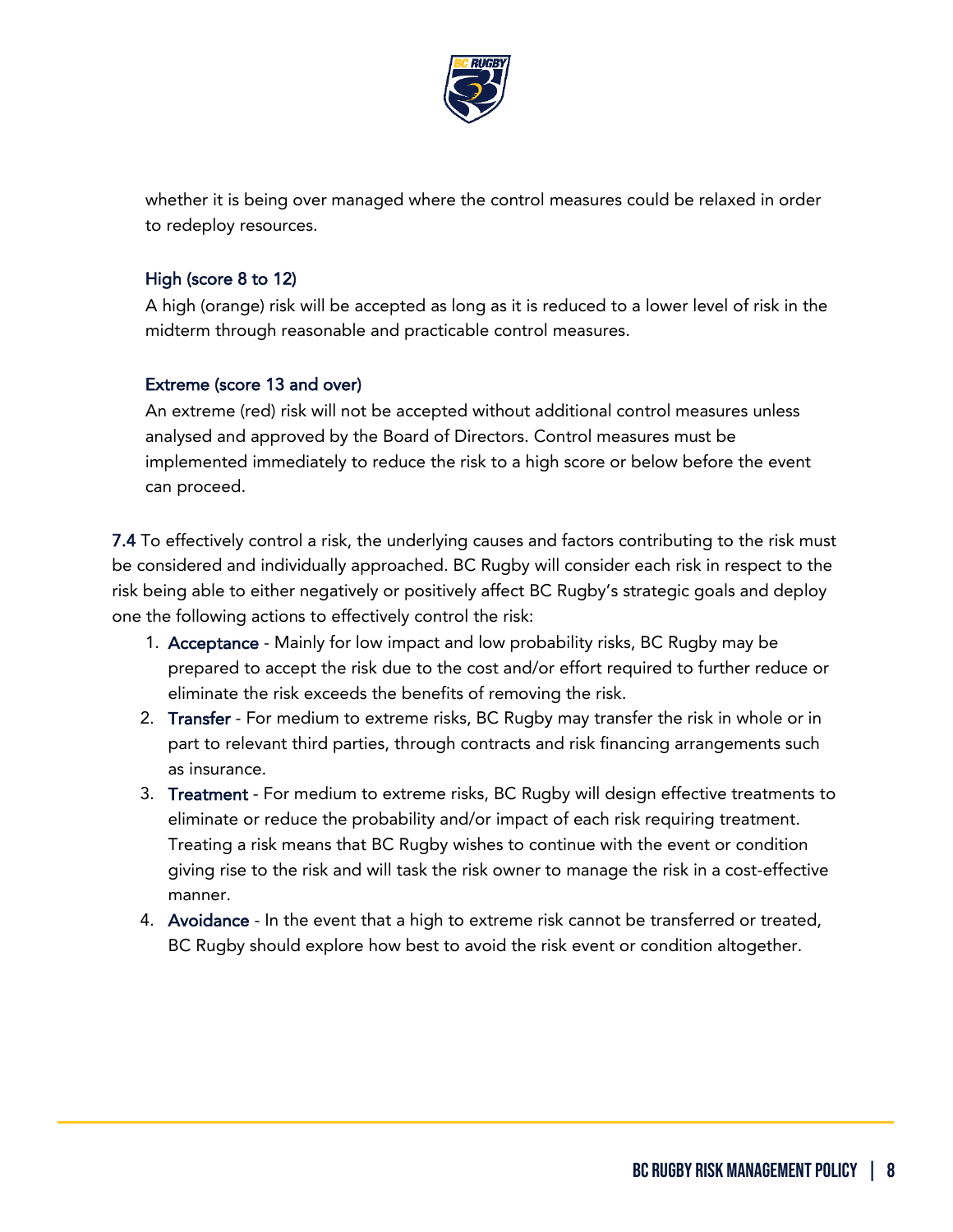whether it is being over managed where the control measures could be relaxed in order to redeploy resources.

### High (score 8 to 12)

A high (orange) risk will be accepted as long as it is reduced to a lower level of risk in the midterm through reasonable and practicable control measures.

### Extreme (score 13 and over)

An extreme (red) risk will not be accepted without additional control measures unless analysed and approved by the Board of Directors. Control measures must be implemented immediately to reduce the risk to a high score or below before the event can proceed.

**7.4** To effectively control a risk, the underlying causes and factors contributing to the risk must be considered and individually approached. BC Rugby will consider each risk in respect to the risk being able to either negatively or positively affect BC Rugby's strategic goals and deploy one the following actions to effectively control the risk:

1. **Acceptance** - Mainly for low impact and low probability risks, BC Rugby may be prepared to accept the risk due to the cost and/or effort required to further reduce or eliminate the risk exceeds the benefits of removing the risk.
2. **Transfer** - For medium to extreme risks, BC Rugby may transfer the risk in whole or in part to relevant third parties, through contracts and risk financing arrangements such as insurance.
3. **Treatment** - For medium to extreme risks, BC Rugby will design effective treatments to eliminate or reduce the probability and/or impact of each risk requiring treatment. Treating a risk means that BC Rugby wishes to continue with the event or condition giving rise to the risk and will task the risk owner to manage the risk in a cost-effective manner.
4. **Avoidance** - In the event that a high to extreme risk cannot be transferred or treated, BC Rugby should explore how best to avoid the risk event or condition altogether.